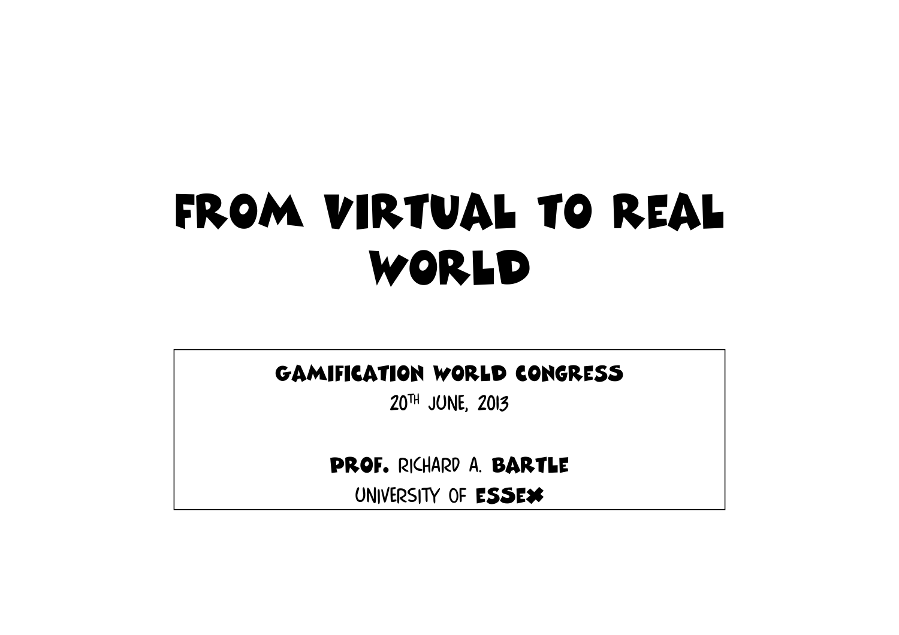# FROM VIRTUAL TO REAL WORLD

**GAMIFICATION WORLD CONGRESS**

20TH JUNE, 2013

**PROF.** RICHARD A. **BARTLE**

UNIVERSITY OF **ESSEX**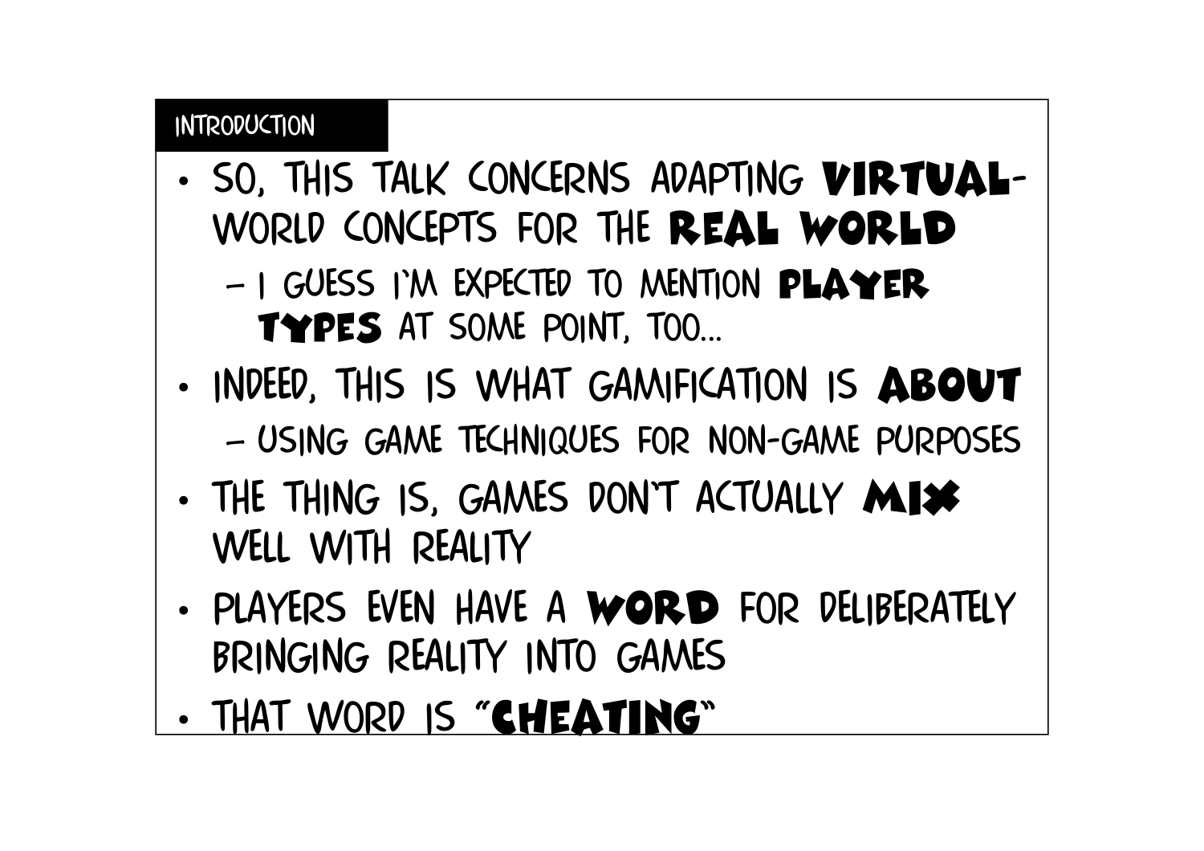## INTRODUCTION

- SO, THIS TALK CONCERNS ADAPTING **VIRTUAL-WORLD** CONCEPTS FOR THE **REAL WORLD**
  - I GUESS I'M EXPECTED TO MENTION **PLAYER TYPES** AT SOME POINT, TOO...
- INDEED, THIS IS WHAT GAMIFICATION IS **ABOUT**
  - USING GAME TECHNIQUES FOR NON-GAME PURPOSES
- THE THING IS, GAMES DON'T ACTUALLY **MIX** WELL WITH REALITY
- PLAYERS EVEN HAVE A **WORD** FOR DELIBERATELY BRINGING REALITY INTO GAMES
- THAT WORD IS "**CHEATING**"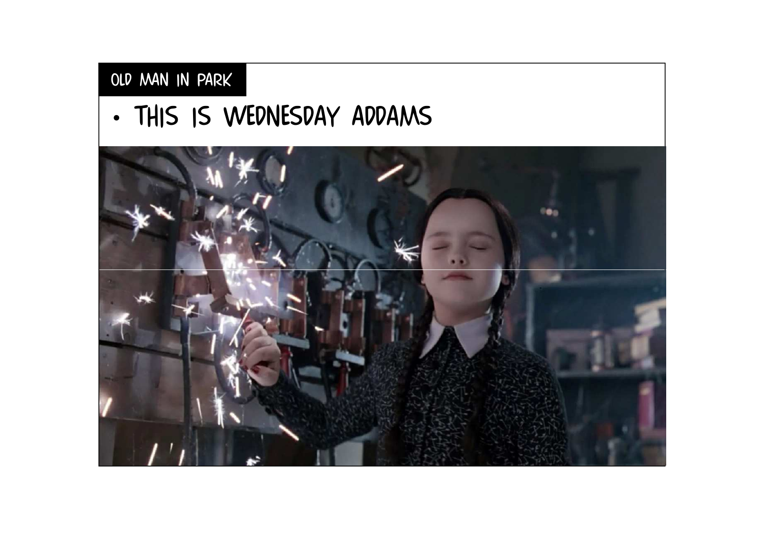OLD MAN IN PARK

- THIS IS WEDNESDAY ADDAMS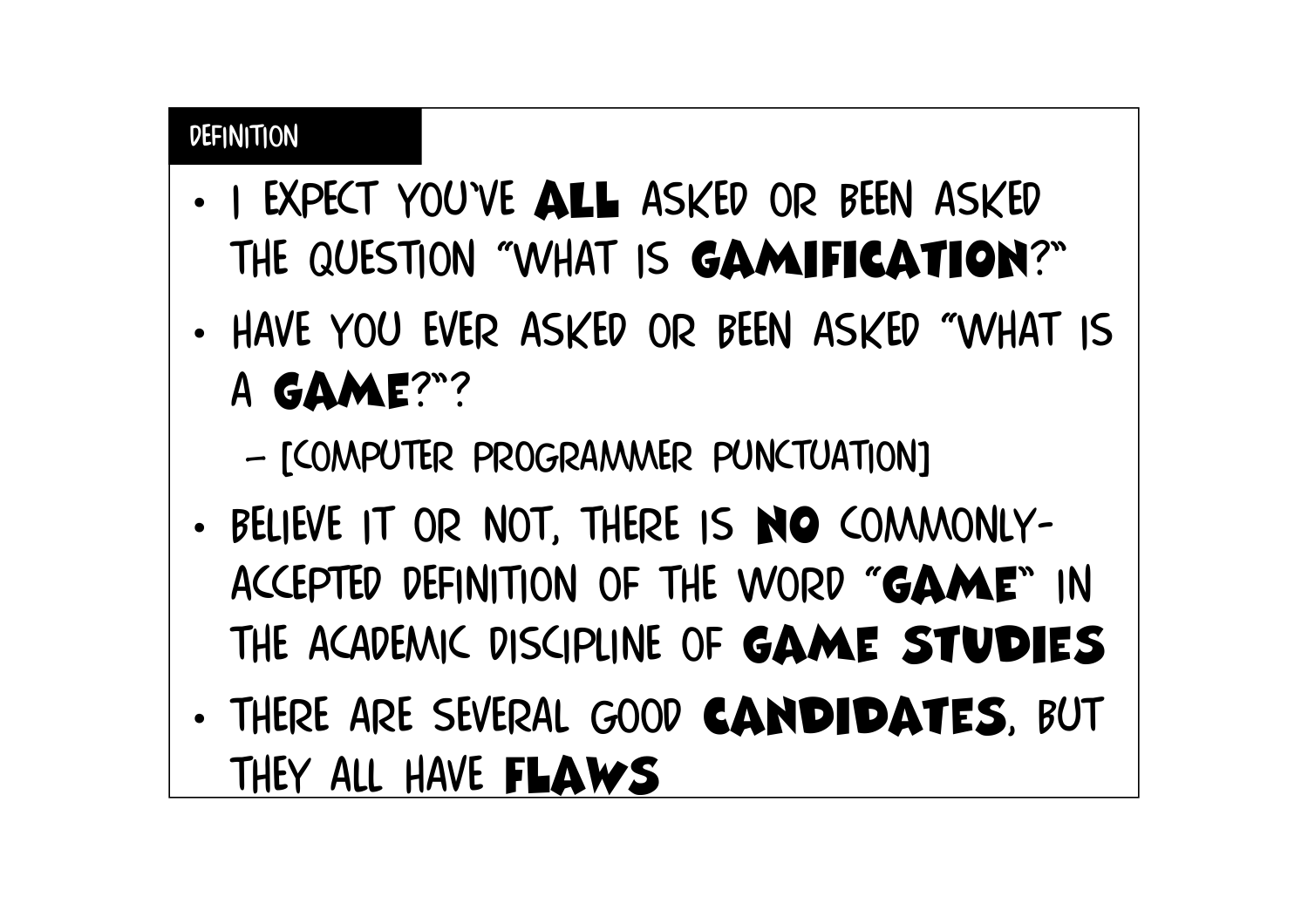## DEFINITION

- I EXPECT YOU'VE **ALL** ASKED OR BEEN ASKED THE QUESTION "WHAT IS **GAMIFICATION**?"
- HAVE YOU EVER ASKED OR BEEN ASKED "WHAT IS A **GAME**?"?
  - [COMPUTER PROGRAMMER PUNCTUATION]
- BELIEVE IT OR NOT, THERE IS **NO** COMMONLY-ACCEPTED DEFINITION OF THE WORD "**GAME**" IN THE ACADEMIC DISCIPLINE OF **GAME STUDIES**
- THERE ARE SEVERAL GOOD **CANDIDATES**, BUT THEY ALL HAVE **FLAWS**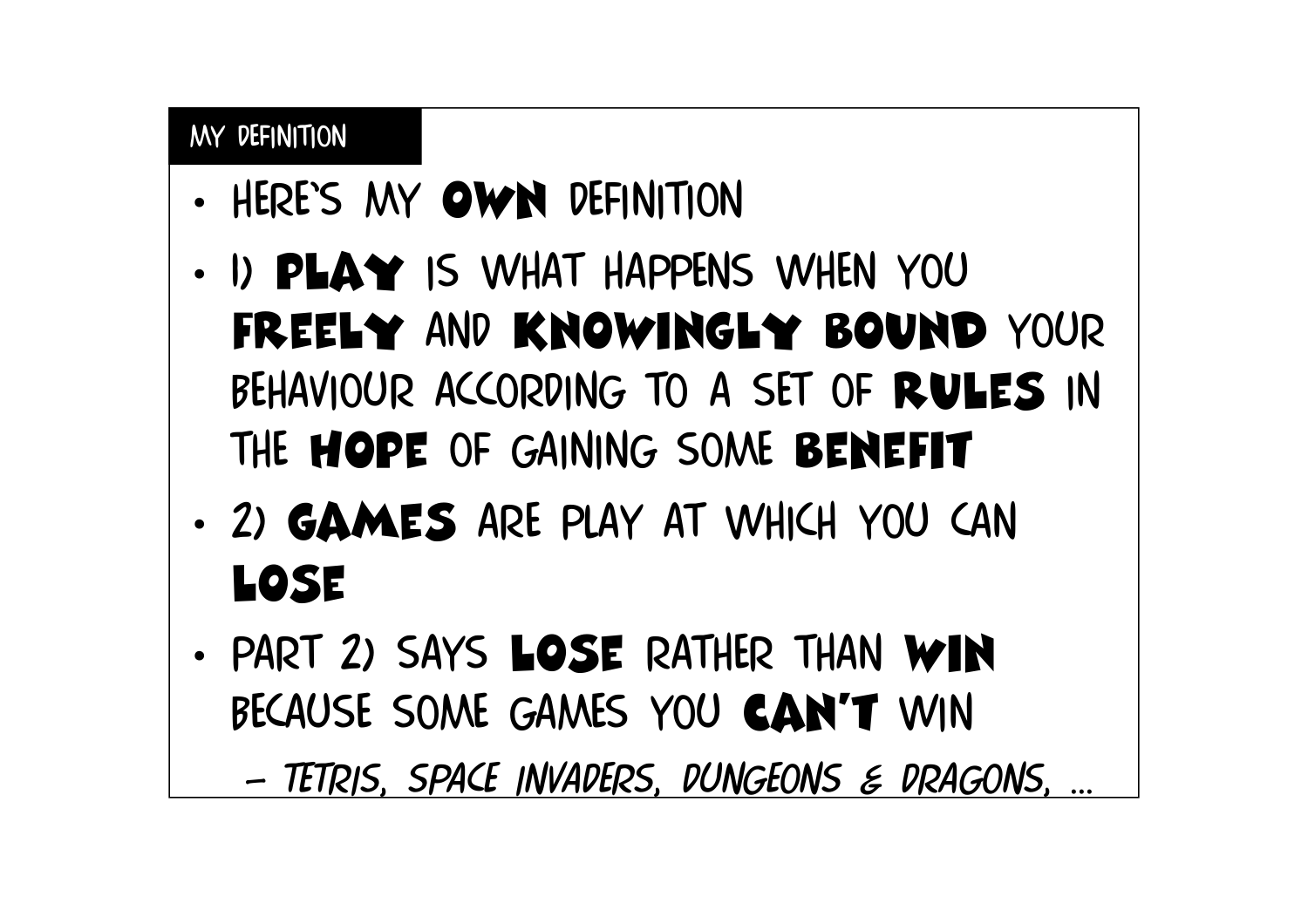## MY DEFINITION

- HERE'S MY **OWN** DEFINITION
- 1) **PLAY** IS WHAT HAPPENS WHEN YOU **FREELY** AND **KNOWINGLY BOUND** YOUR BEHAVIOUR ACCORDING TO A SET OF **RULES** IN THE **HOPE** OF GAINING SOME **BENEFIT**
- 2) **GAMES** ARE PLAY AT WHICH YOU CAN **LOSE**
- PART 2) SAYS **LOSE** RATHER THAN **WIN** BECAUSE SOME GAMES YOU **CAN'T** WIN
  - *TETRIS, SPACE INVADERS, DUNGEONS & DRAGONS, ...*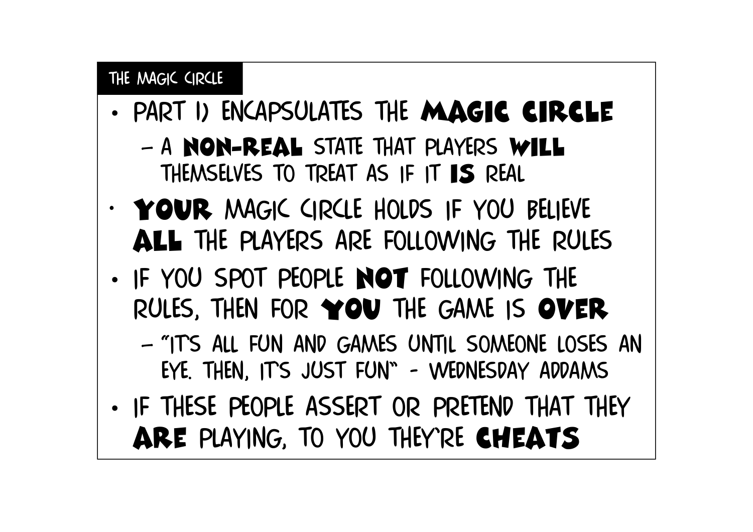## THE MAGIC CIRCLE

- PART 1) ENCAPSULATES THE **MAGIC CIRCLE**
  - A **NON-REAL** STATE THAT PLAYERS **WILL** THEMSELVES TO TREAT AS IF IT **IS** REAL
- **YOUR** MAGIC CIRCLE HOLDS IF YOU BELIEVE **ALL** THE PLAYERS ARE FOLLOWING THE RULES
- IF YOU SPOT PEOPLE **NOT** FOLLOWING THE RULES, THEN FOR **YOU** THE GAME IS **OVER**
  - "IT'S ALL FUN AND GAMES UNTIL SOMEONE LOSES AN EYE. THEN, IT'S JUST FUN" - WEDNESDAY ADDAMS
- IF THESE PEOPLE ASSERT OR PRETEND THAT THEY **ARE** PLAYING, TO YOU THEY'RE **CHEATS**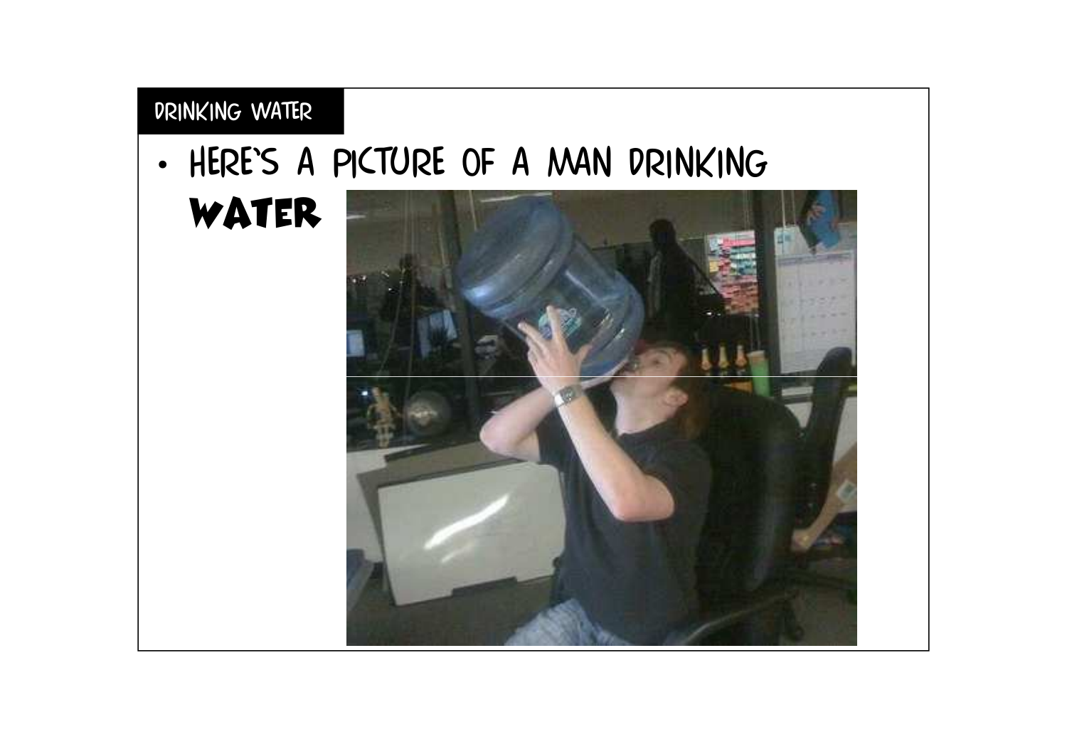## DRINKING WATER

- HERE'S A PICTURE OF A MAN DRINKING **WATER**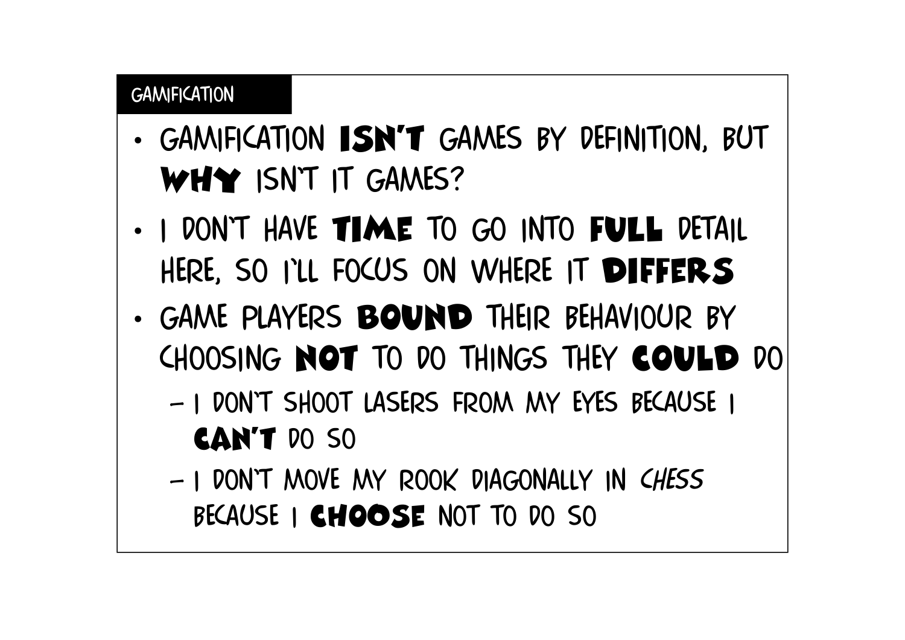## GAMIFICATION

- GAMIFICATION **ISN'T** GAMES BY DEFINITION, BUT **WHY** ISN'T IT GAMES?
- I DON'T HAVE **TIME** TO GO INTO **FULL** DETAIL HERE, SO I'LL FOCUS ON WHERE IT **DIFFERS**
- GAME PLAYERS **BOUND** THEIR BEHAVIOUR BY CHOOSING **NOT** TO DO THINGS THEY **COULD** DO
  - I DON'T SHOOT LASERS FROM MY EYES BECAUSE I **CAN'T** DO SO
  - I DON'T MOVE MY ROOK DIAGONALLY IN *CHESS* BECAUSE I **CHOOSE** NOT TO DO SO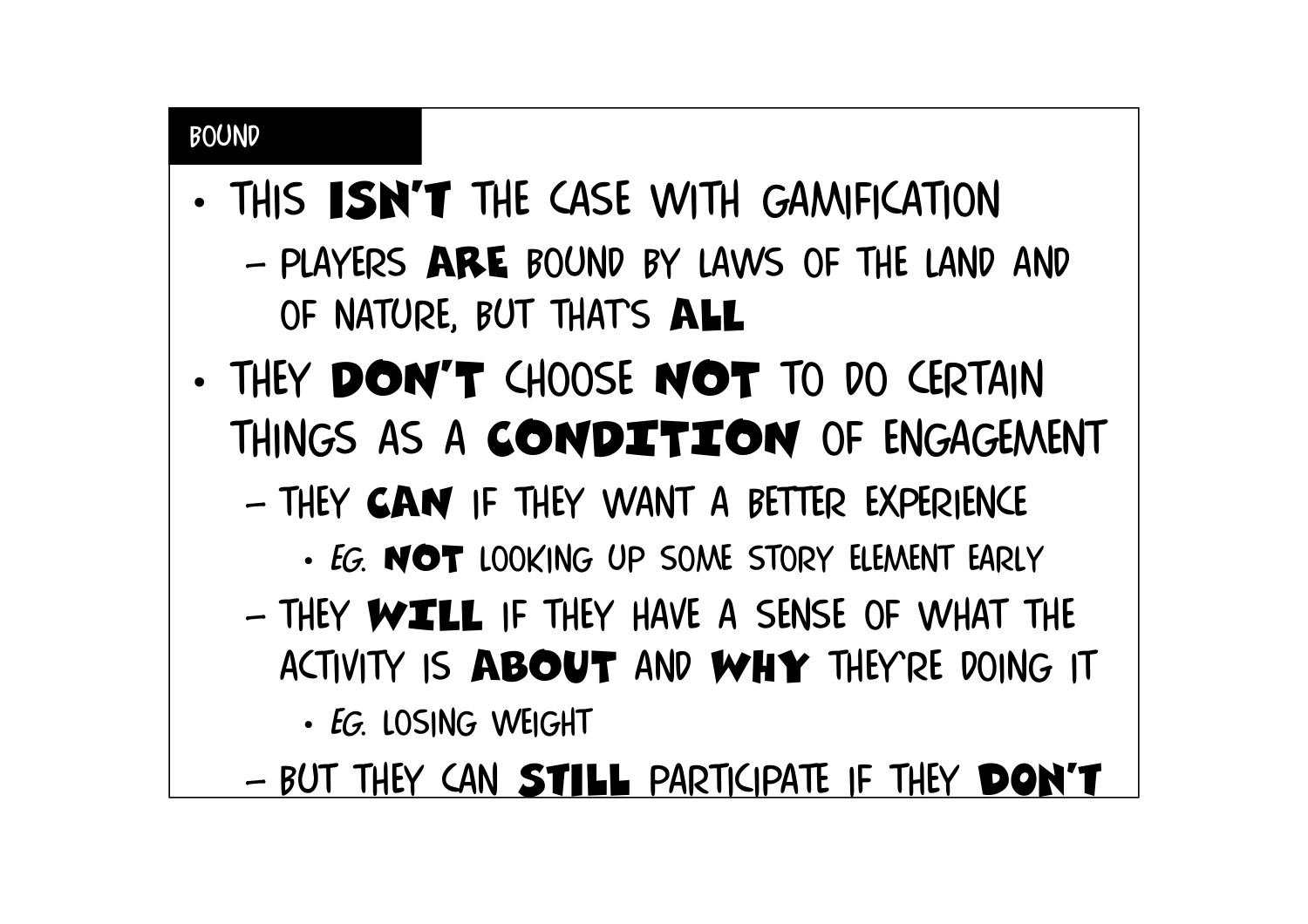## BOUND

- THIS **ISN'T** THE CASE WITH GAMIFICATION
  - PLAYERS **ARE** BOUND BY LAWS OF THE LAND AND OF NATURE, BUT THAT'S **ALL**
- THEY **DON'T** CHOOSE **NOT** TO DO CERTAIN THINGS AS A **CONDITION** OF ENGAGEMENT
  - THEY **CAN** IF THEY WANT A BETTER EXPERIENCE
    - *EG.* **NOT** LOOKING UP SOME STORY ELEMENT EARLY
  - THEY **WILL** IF THEY HAVE A SENSE OF WHAT THE ACTIVITY IS **ABOUT** AND **WHY** THEY'RE DOING IT
    - *EG.* LOSING WEIGHT
  - BUT THEY CAN **STILL** PARTICIPATE IF THEY **DON'T**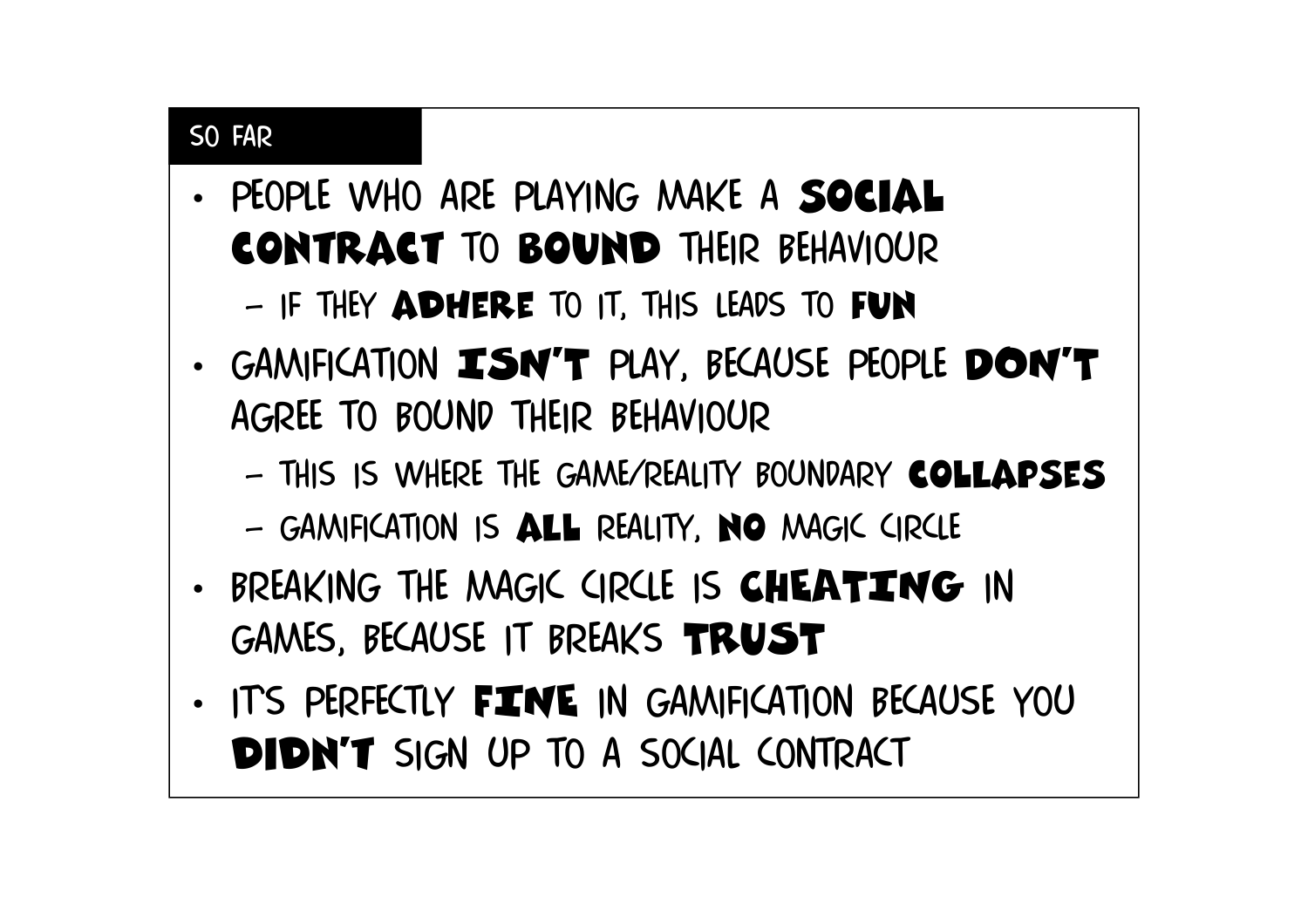## SO FAR

- PEOPLE WHO ARE PLAYING MAKE A **SOCIAL CONTRACT** TO **BOUND** THEIR BEHAVIOUR
  - IF THEY **ADHERE** TO IT, THIS LEADS TO **FUN**
- GAMIFICATION **ISN'T** PLAY, BECAUSE PEOPLE **DON'T** AGREE TO BOUND THEIR BEHAVIOUR
  - THIS IS WHERE THE GAME/REALITY BOUNDARY **COLLAPSES**
  - GAMIFICATION IS **ALL** REALITY, **NO** MAGIC CIRCLE
- BREAKING THE MAGIC CIRCLE IS **CHEATING** IN GAMES, BECAUSE IT BREAKS **TRUST**
- IT'S PERFECTLY **FINE** IN GAMIFICATION BECAUSE YOU **DIDN'T** SIGN UP TO A SOCIAL CONTRACT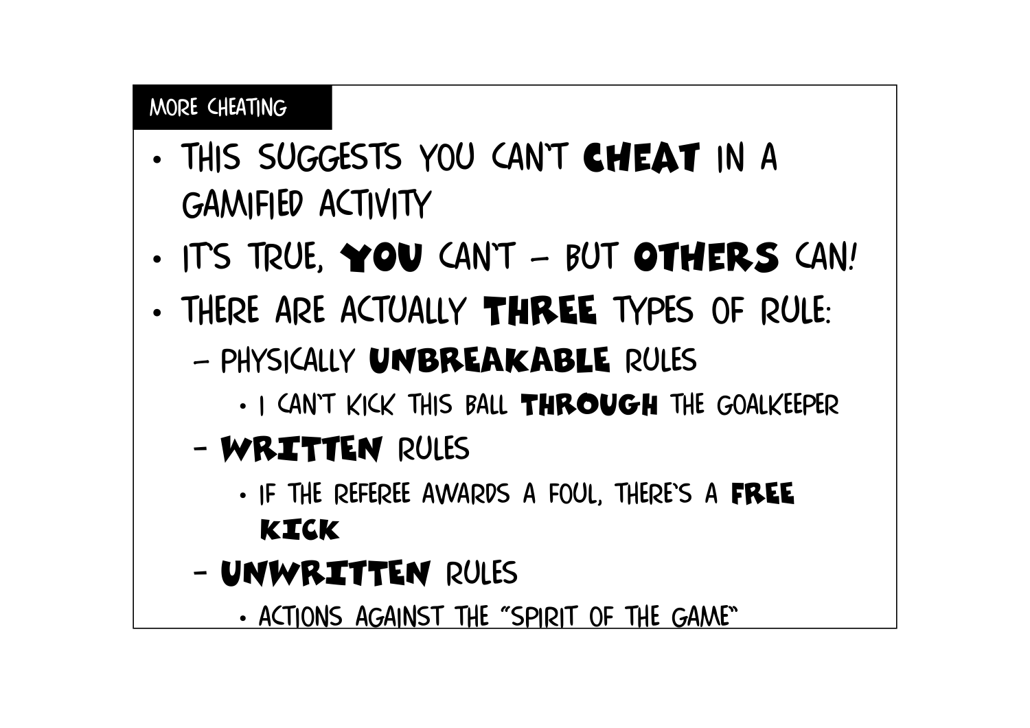## MORE CHEATING

- THIS SUGGESTS YOU CAN'T **CHEAT** IN A GAMIFIED ACTIVITY
- IT'S TRUE, **YOU** CAN'T – BUT **OTHERS** CAN!
- THERE ARE ACTUALLY **THREE** TYPES OF RULE:
  - PHYSICALLY **UNBREAKABLE** RULES
    - I CAN'T KICK THIS BALL **THROUGH** THE GOALKEEPER
  - **WRITTEN** RULES
    - IF THE REFEREE AWARDS A FOUL, THERE'S A **FREE KICK**
  - **UNWRITTEN** RULES
    - ACTIONS AGAINST THE "SPIRIT OF THE GAME"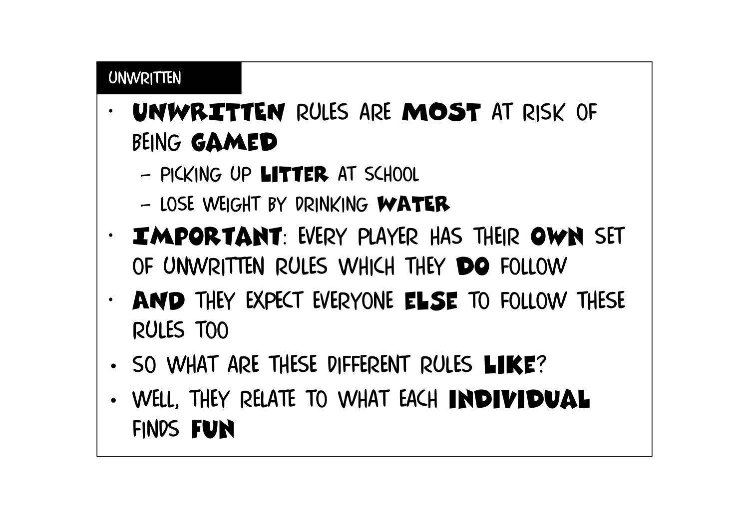## UNWRITTEN

- **UNWRITTEN** RULES ARE **MOST** AT RISK OF BEING **GAMED**
  - PICKING UP **LITTER** AT SCHOOL
  - LOSE WEIGHT BY DRINKING **WATER**
- **IMPORTANT**: EVERY PLAYER HAS THEIR **OWN** SET OF UNWRITTEN RULES WHICH THEY **DO** FOLLOW
- **AND** THEY EXPECT EVERYONE **ELSE** TO FOLLOW THESE RULES TOO
- SO WHAT ARE THESE DIFFERENT RULES **LIKE**?
- WELL, THEY RELATE TO WHAT EACH **INDIVIDUAL** FINDS **FUN**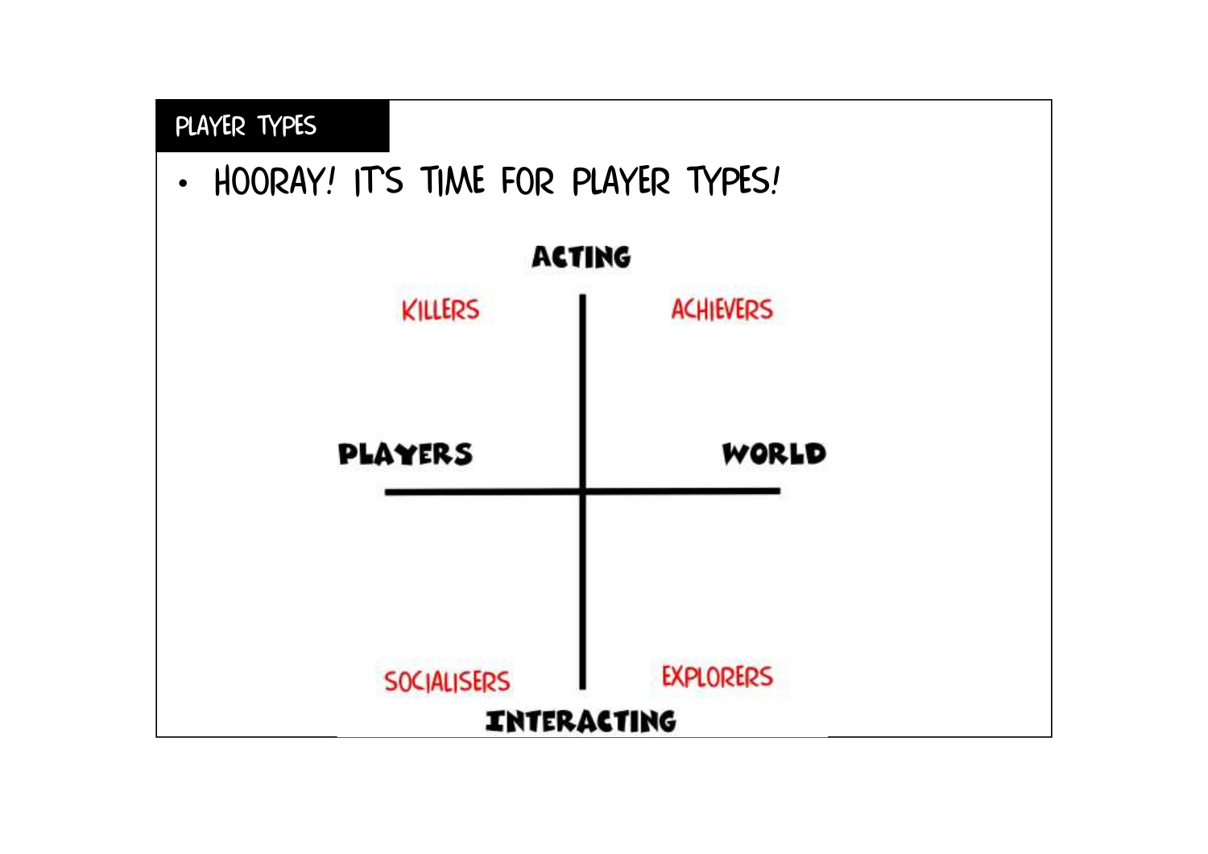## PLAYER TYPES

- HOORAY! IT'S TIME FOR PLAYER TYPES!

ACTING

KILLERS

ACHIEVERS

PLAYERS

WORLD

SOCIALISERS

EXPLORERS

INTERACTING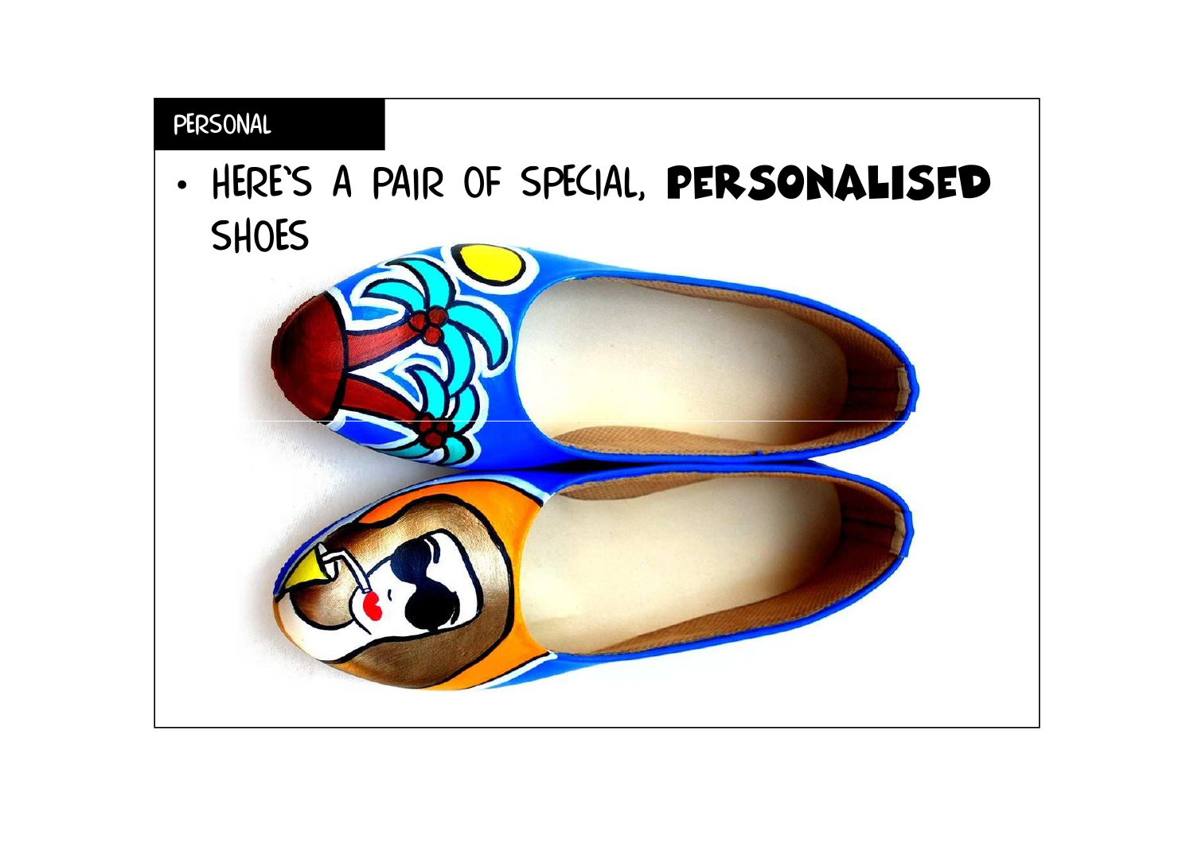## PERSONAL

- HERE'S A PAIR OF SPECIAL, **PERSONALISED** SHOES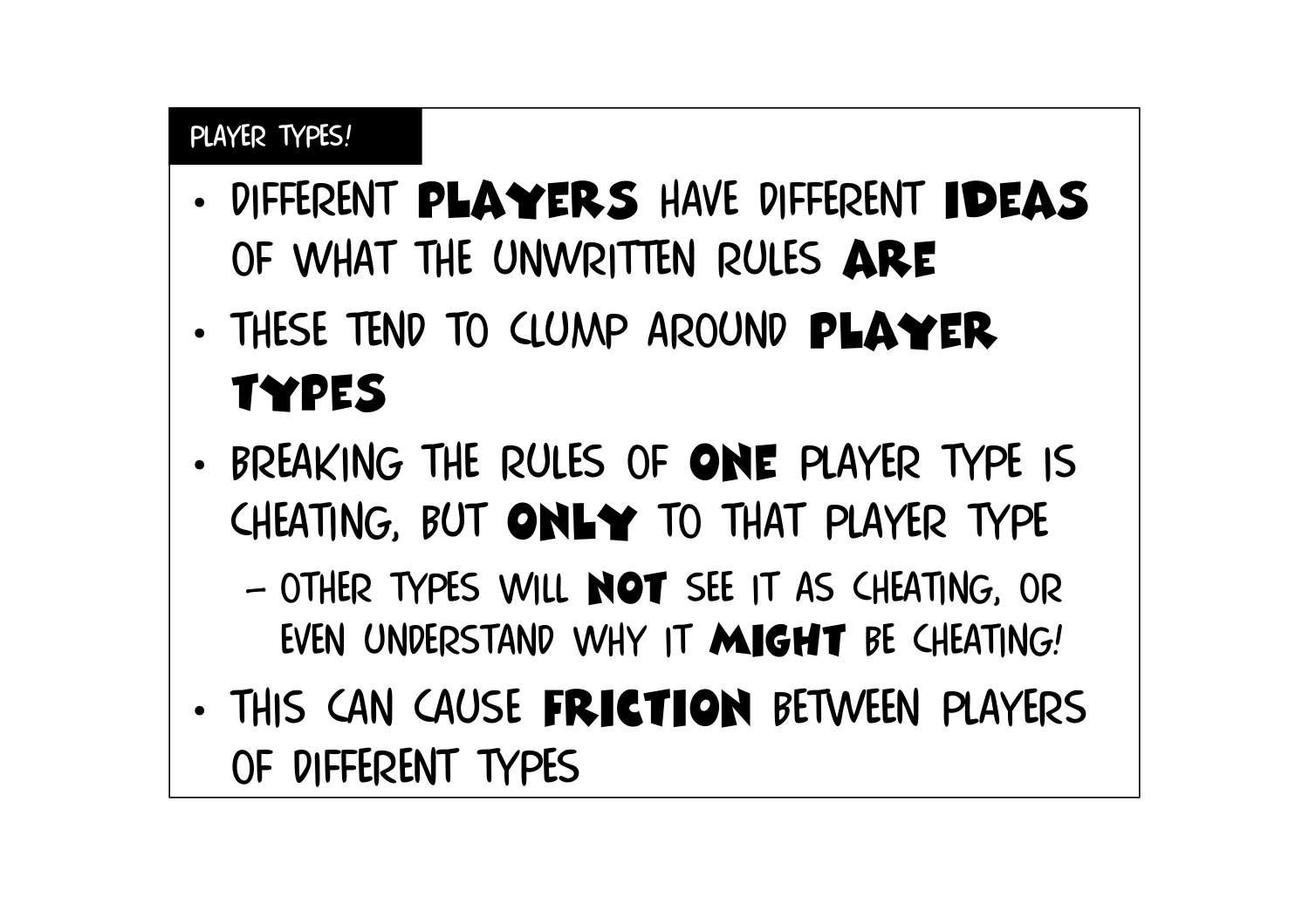## PLAYER TYPES!

- DIFFERENT **PLAYERS** HAVE DIFFERENT **IDEAS** OF WHAT THE UNWRITTEN RULES **ARE**
- THESE TEND TO CLUMP AROUND **PLAYER TYPES**
- BREAKING THE RULES OF **ONE** PLAYER TYPE IS CHEATING, BUT **ONLY** TO THAT PLAYER TYPE
  - OTHER TYPES WILL **NOT** SEE IT AS CHEATING, OR EVEN UNDERSTAND WHY IT **MIGHT** BE CHEATING!
- THIS CAN CAUSE **FRICTION** BETWEEN PLAYERS OF DIFFERENT TYPES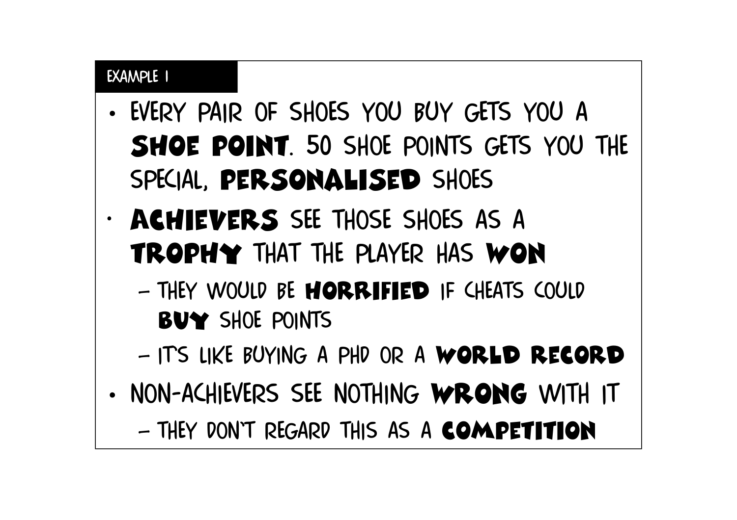## EXAMPLE 1

- EVERY PAIR OF SHOES YOU BUY GETS YOU A **SHOE POINT**. 50 SHOE POINTS GETS YOU THE SPECIAL, **PERSONALISED** SHOES
- **ACHIEVERS** SEE THOSE SHOES AS A **TROPHY** THAT THE PLAYER HAS **WON**
  - THEY WOULD BE **HORRIFIED** IF CHEATS COULD **BUY** SHOE POINTS
  - IT'S LIKE BUYING A PHD OR A **WORLD RECORD**
- NON-ACHIEVERS SEE NOTHING **WRONG** WITH IT
  - THEY DON'T REGARD THIS AS A **COMPETITION**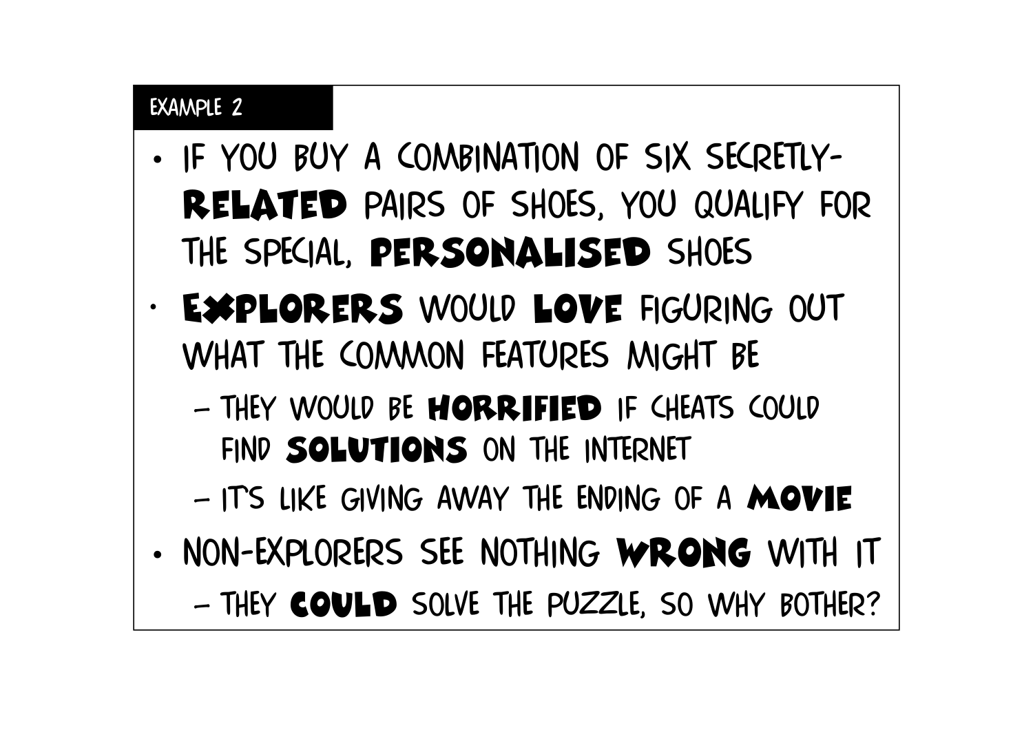## EXAMPLE 2

- IF YOU BUY A COMBINATION OF SIX SECRETLY-**RELATED** PAIRS OF SHOES, YOU QUALIFY FOR THE SPECIAL, **PERSONALISED** SHOES
- **EXPLORERS** WOULD **LOVE** FIGURING OUT WHAT THE COMMON FEATURES MIGHT BE
  - THEY WOULD BE **HORRIFIED** IF CHEATS COULD FIND **SOLUTIONS** ON THE INTERNET
  - IT'S LIKE GIVING AWAY THE ENDING OF A **MOVIE**
- NON-EXPLORERS SEE NOTHING **WRONG** WITH IT
  - THEY **COULD** SOLVE THE PUZZLE, SO WHY BOTHER?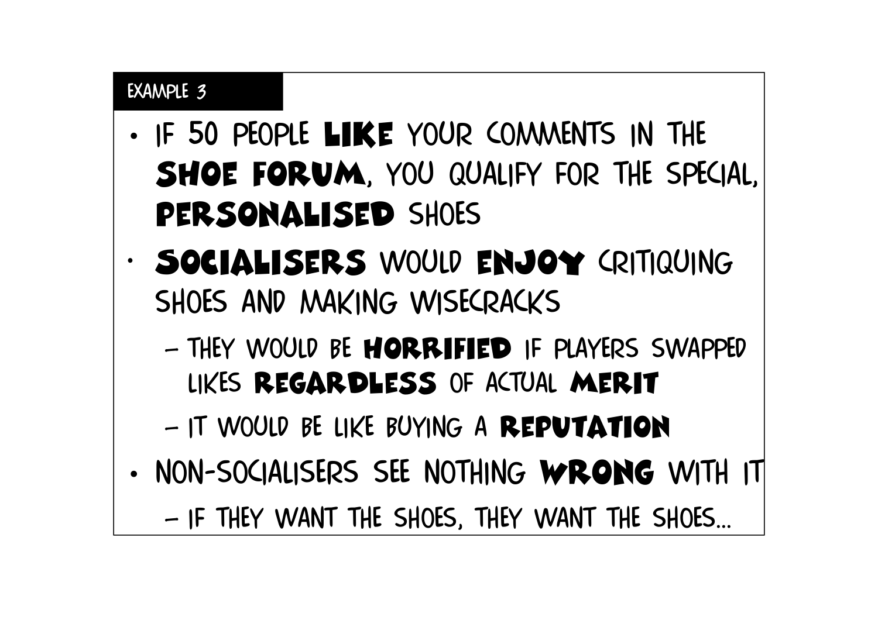## EXAMPLE 3

- IF 50 PEOPLE **LIKE** YOUR COMMENTS IN THE **SHOE FORUM**, YOU QUALIFY FOR THE SPECIAL, **PERSONALISED** SHOES
- **SOCIALISERS** WOULD **ENJOY** CRITIQUING SHOES AND MAKING WISECRACKS
  - THEY WOULD BE **HORRIFIED** IF PLAYERS SWAPPED LIKES **REGARDLESS** OF ACTUAL **MERIT**
  - IT WOULD BE LIKE BUYING A **REPUTATION**
- NON-SOCIALISERS SEE NOTHING **WRONG** WITH IT
  - IF THEY WANT THE SHOES, THEY WANT THE SHOES...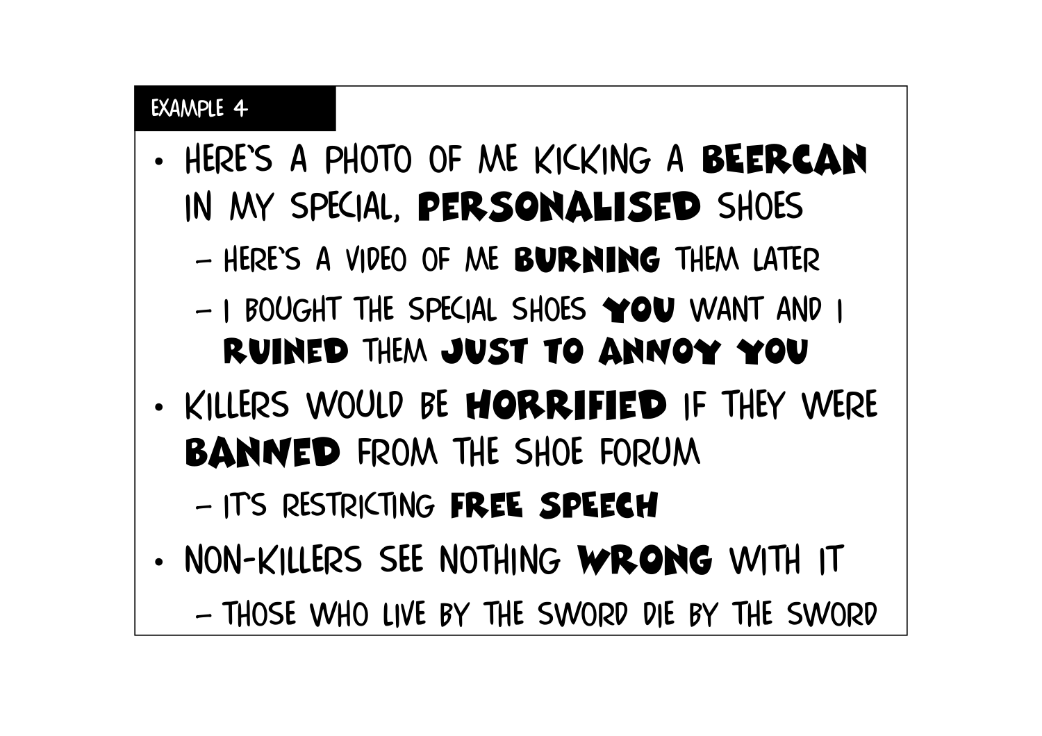EXAMPLE 4

- HERE'S A PHOTO OF ME KICKING A **BEERCAN** IN MY SPECIAL, **PERSONALISED** SHOES
  - HERE'S A VIDEO OF ME **BURNING** THEM LATER
  - I BOUGHT THE SPECIAL SHOES **YOU** WANT AND I **RUINED** THEM **JUST TO ANNOY YOU**
- KILLERS WOULD BE **HORRIFIED** IF THEY WERE **BANNED** FROM THE SHOE FORUM
  - IT'S RESTRICTING **FREE SPEECH**
- NON-KILLERS SEE NOTHING **WRONG** WITH IT
  - THOSE WHO LIVE BY THE SWORD DIE BY THE SWORD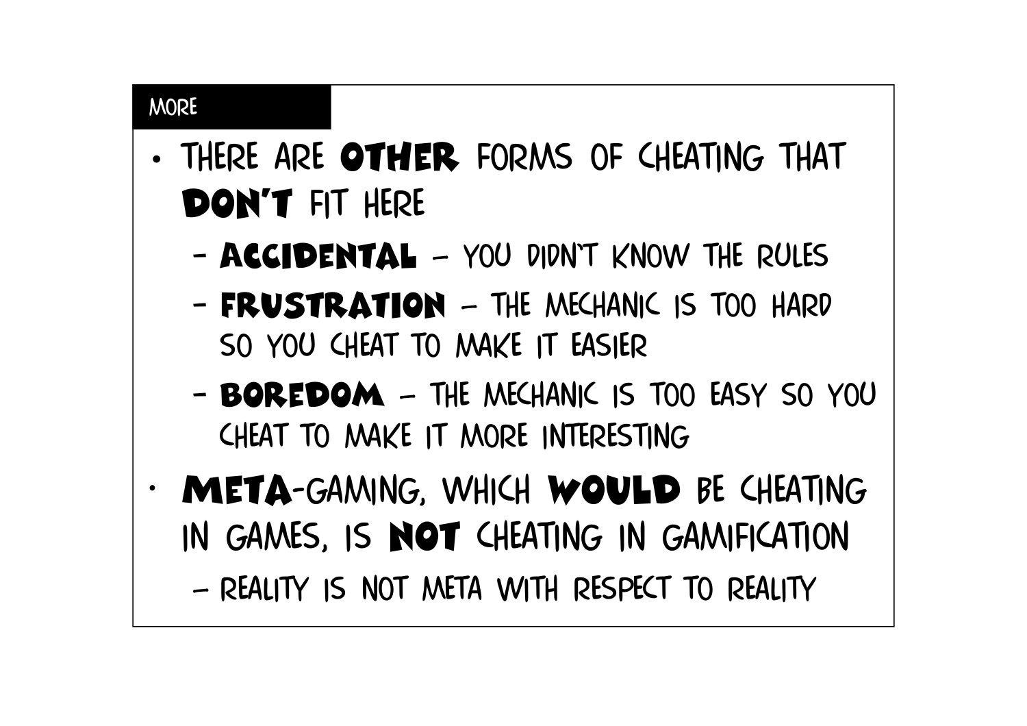## MORE

- THERE ARE **OTHER** FORMS OF CHEATING THAT **DON'T** FIT HERE
  - **ACCIDENTAL** – YOU DIDN'T KNOW THE RULES
  - **FRUSTRATION** – THE MECHANIC IS TOO HARD SO YOU CHEAT TO MAKE IT EASIER
  - **BOREDOM** – THE MECHANIC IS TOO EASY SO YOU CHEAT TO MAKE IT MORE INTERESTING
- **META**-GAMING, WHICH **WOULD** BE CHEATING IN GAMES, IS **NOT** CHEATING IN GAMIFICATION
  - REALITY IS NOT META WITH RESPECT TO REALITY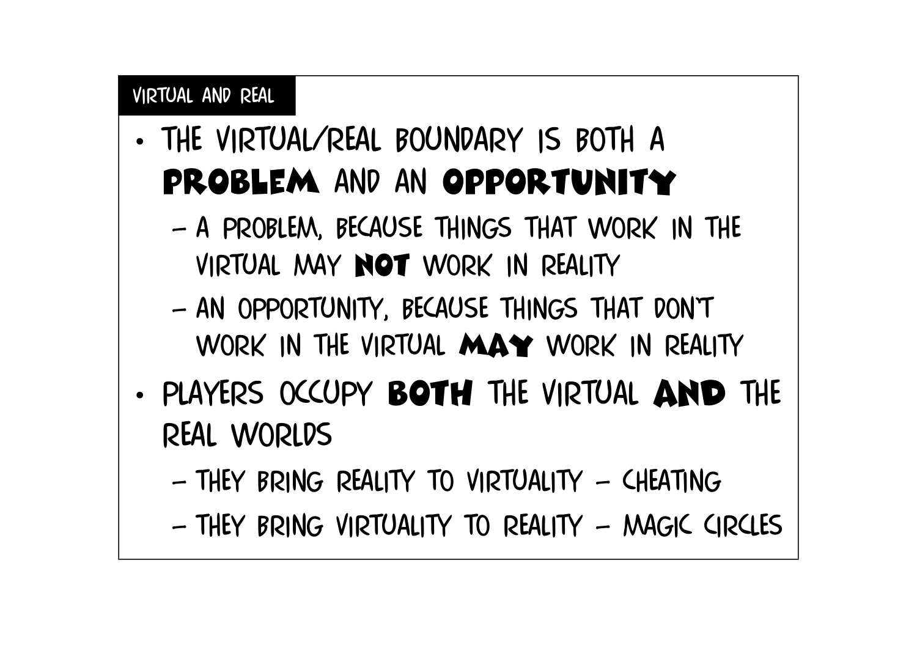## VIRTUAL AND REAL

- THE VIRTUAL/REAL BOUNDARY IS BOTH A **PROBLEM** AND AN **OPPORTUNITY**
  - A PROBLEM, BECAUSE THINGS THAT WORK IN THE VIRTUAL MAY **NOT** WORK IN REALITY
  - AN OPPORTUNITY, BECAUSE THINGS THAT DON'T WORK IN THE VIRTUAL **MAY** WORK IN REALITY
- PLAYERS OCCUPY **BOTH** THE VIRTUAL **AND** THE REAL WORLDS
  - THEY BRING REALITY TO VIRTUALITY – CHEATING
  - THEY BRING VIRTUALITY TO REALITY – MAGIC CIRCLES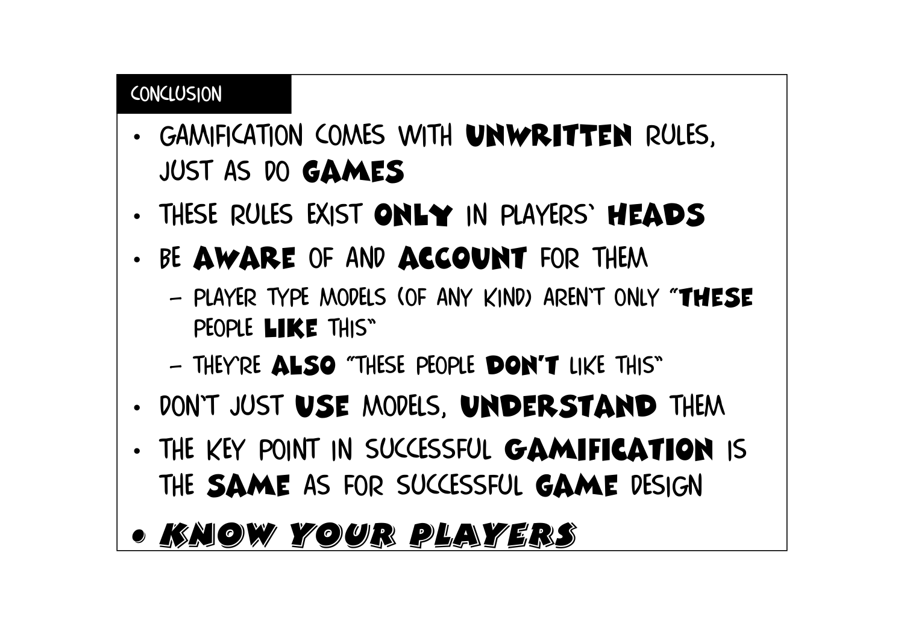## CONCLUSION

- GAMIFICATION COMES WITH **UNWRITTEN** RULES, JUST AS DO **GAMES**
- THESE RULES EXIST **ONLY** IN PLAYERS' **HEADS**
- BE **AWARE** OF AND **ACCOUNT** FOR THEM
  - PLAYER TYPE MODELS (OF ANY KIND) AREN'T ONLY "**THESE** PEOPLE **LIKE** THIS"
  - THEY'RE **ALSO** "THESE PEOPLE **DON'T** LIKE THIS"
- DON'T JUST **USE** MODELS, **UNDERSTAND** THEM
- THE KEY POINT IN SUCCESSFUL **GAMIFICATION** IS THE **SAME** AS FOR SUCCESSFUL **GAME** DESIGN
- ***KNOW YOUR PLAYERS***